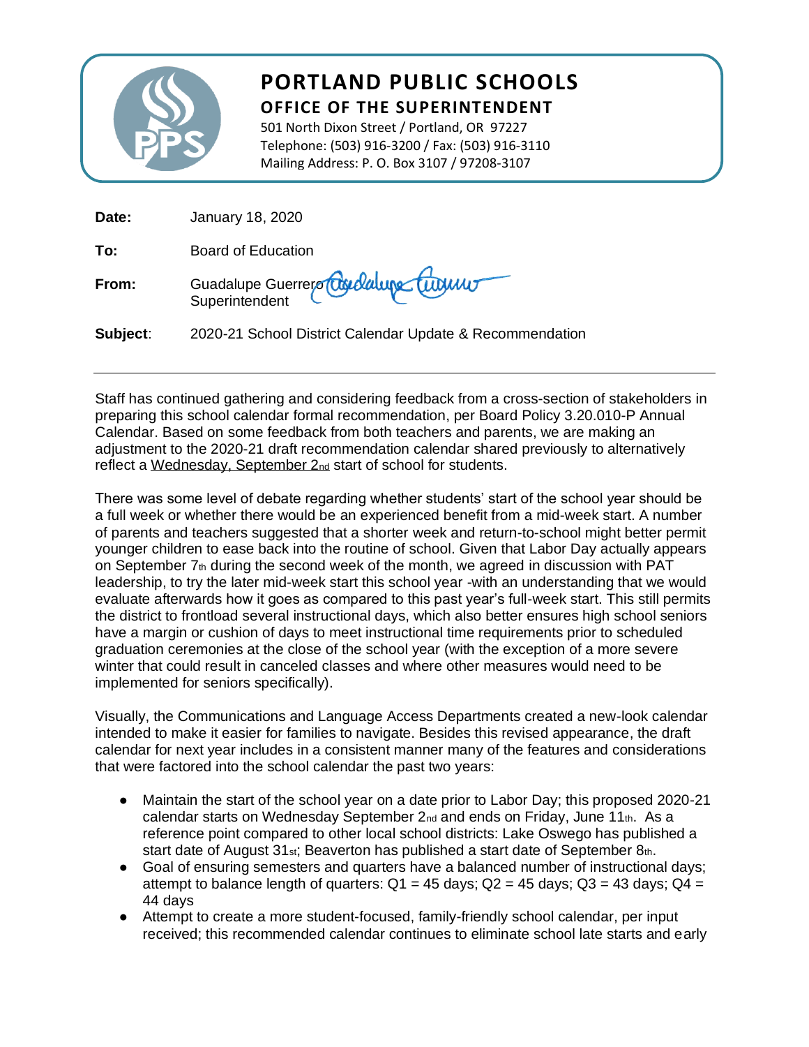# PORTLAND PUBLIC SCHOOLS

## OFFICE OF THE SUPERINTENDENT

501 North Dixon Street / Portland, OR 97227
Telephone: (503) 916-3200 / Fax: (503) 916-3110
Mailing Address: P. O. Box 3107 / 97208-3107

**Date:** January 18, 2020

**To:** Board of Education

**From:** Guadalupe Guerrero
Superintendent

**Subject**: 2020-21 School District Calendar Update & Recommendation

---

Staff has continued gathering and considering feedback from a cross-section of stakeholders in preparing this school calendar formal recommendation, per Board Policy 3.20.010-P Annual Calendar. Based on some feedback from both teachers and parents, we are making an adjustment to the 2020-21 draft recommendation calendar shared previously to alternatively reflect a Wednesday, September 2nd start of school for students.

There was some level of debate regarding whether students' start of the school year should be a full week or whether there would be an experienced benefit from a mid-week start. A number of parents and teachers suggested that a shorter week and return-to-school might better permit younger children to ease back into the routine of school. Given that Labor Day actually appears on September 7th during the second week of the month, we agreed in discussion with PAT leadership, to try the later mid-week start this school year -with an understanding that we would evaluate afterwards how it goes as compared to this past year's full-week start. This still permits the district to frontload several instructional days, which also better ensures high school seniors have a margin or cushion of days to meet instructional time requirements prior to scheduled graduation ceremonies at the close of the school year (with the exception of a more severe winter that could result in canceled classes and where other measures would need to be implemented for seniors specifically).

Visually, the Communications and Language Access Departments created a new-look calendar intended to make it easier for families to navigate. Besides this revised appearance, the draft calendar for next year includes in a consistent manner many of the features and considerations that were factored into the school calendar the past two years:

- Maintain the start of the school year on a date prior to Labor Day; this proposed 2020-21 calendar starts on Wednesday September 2nd and ends on Friday, June 11th. As a reference point compared to other local school districts: Lake Oswego has published a start date of August 31st; Beaverton has published a start date of September 8th.
- Goal of ensuring semesters and quarters have a balanced number of instructional days; attempt to balance length of quarters: Q1 = 45 days; Q2 = 45 days; Q3 = 43 days; Q4 = 44 days
- Attempt to create a more student-focused, family-friendly school calendar, per input received; this recommended calendar continues to eliminate school late starts and early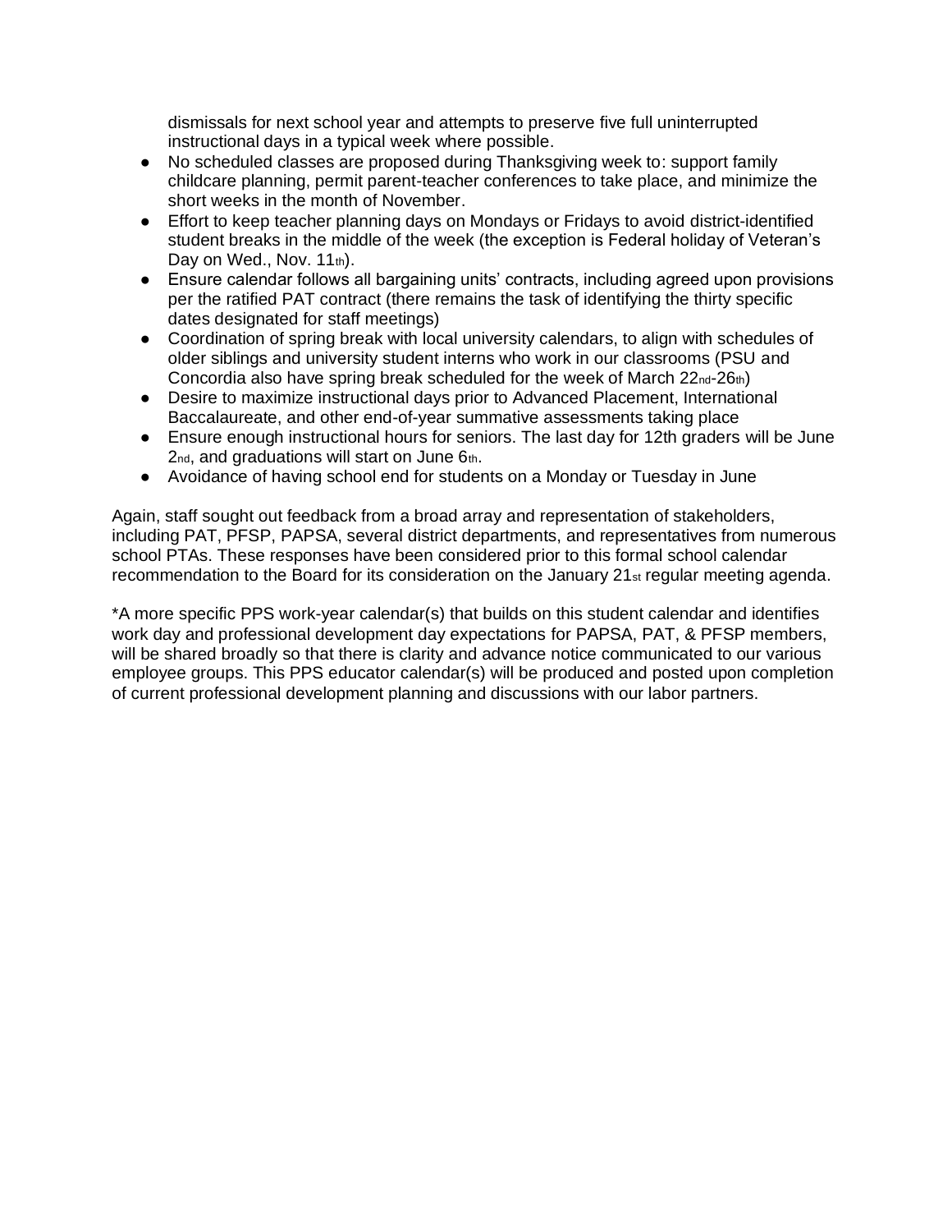dismissals for next school year and attempts to preserve five full uninterrupted instructional days in a typical week where possible.

- No scheduled classes are proposed during Thanksgiving week to: support family childcare planning, permit parent-teacher conferences to take place, and minimize the short weeks in the month of November.
- Effort to keep teacher planning days on Mondays or Fridays to avoid district-identified student breaks in the middle of the week (the exception is Federal holiday of Veteran's Day on Wed., Nov. 11th).
- Ensure calendar follows all bargaining units' contracts, including agreed upon provisions per the ratified PAT contract (there remains the task of identifying the thirty specific dates designated for staff meetings)
- Coordination of spring break with local university calendars, to align with schedules of older siblings and university student interns who work in our classrooms (PSU and Concordia also have spring break scheduled for the week of March 22nd-26th)
- Desire to maximize instructional days prior to Advanced Placement, International Baccalaureate, and other end-of-year summative assessments taking place
- Ensure enough instructional hours for seniors. The last day for 12th graders will be June 2nd, and graduations will start on June 6th.
- Avoidance of having school end for students on a Monday or Tuesday in June

Again, staff sought out feedback from a broad array and representation of stakeholders, including PAT, PFSP, PAPSA, several district departments, and representatives from numerous school PTAs. These responses have been considered prior to this formal school calendar recommendation to the Board for its consideration on the January 21st regular meeting agenda.

*A more specific PPS work-year calendar(s) that builds on this student calendar and identifies work day and professional development day expectations for PAPSA, PAT, & PFSP members, will be shared broadly so that there is clarity and advance notice communicated to our various employee groups. This PPS educator calendar(s) will be produced and posted upon completion of current professional development planning and discussions with our labor partners.